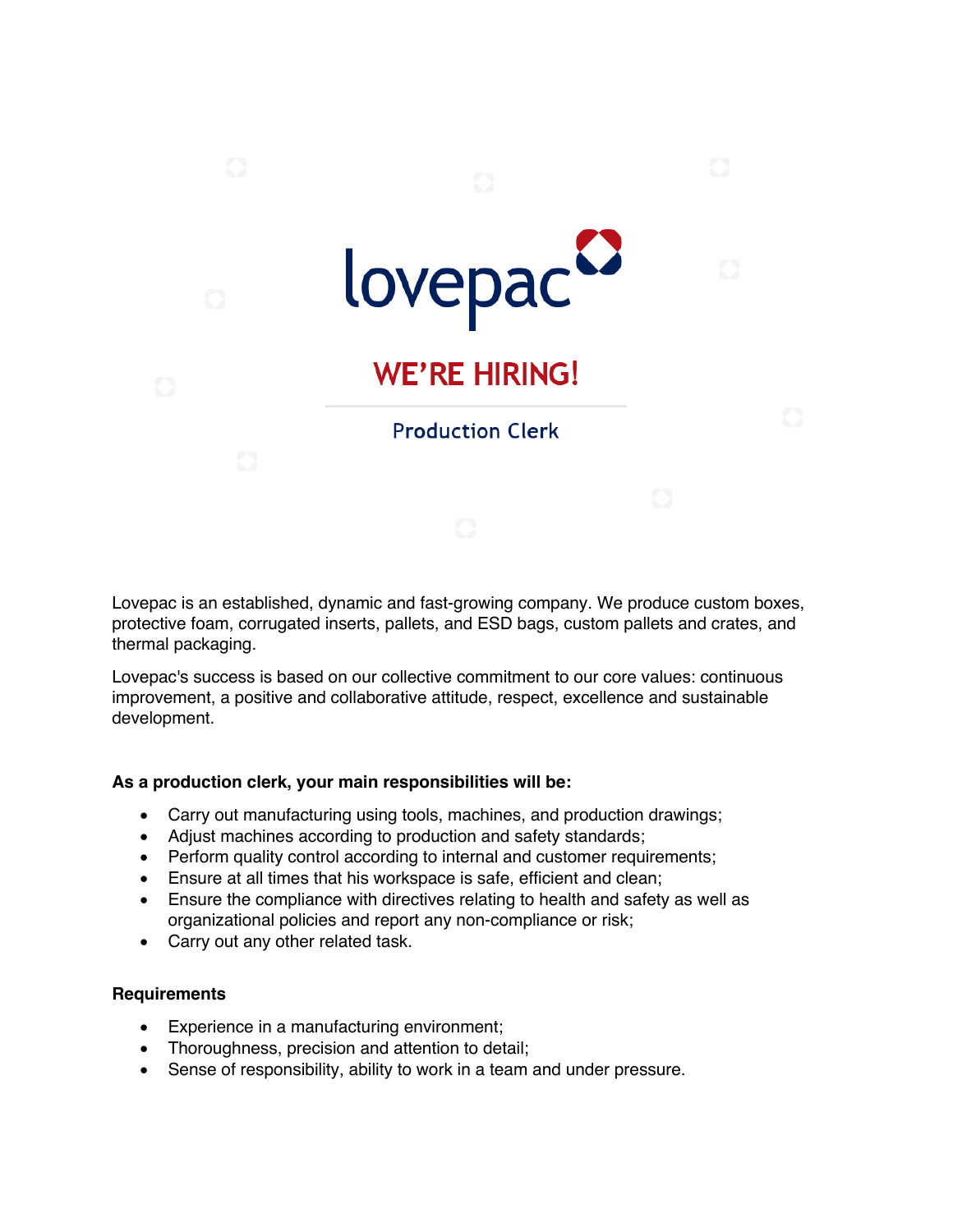lovepac

# WE'RE HIRING!

## Production Clerk

Lovepac is an established, dynamic and fast-growing company. We produce custom boxes, protective foam, corrugated inserts, pallets, and ESD bags, custom pallets and crates, and thermal packaging.

Lovepac's success is based on our collective commitment to our core values: continuous improvement, a positive and collaborative attitude, respect, excellence and sustainable development.

**As a production clerk, your main responsibilities will be:**

- Carry out manufacturing using tools, machines, and production drawings;
- Adjust machines according to production and safety standards;
- Perform quality control according to internal and customer requirements;
- Ensure at all times that his workspace is safe, efficient and clean;
- Ensure the compliance with directives relating to health and safety as well as organizational policies and report any non-compliance or risk;
- Carry out any other related task.

**Requirements**

- Experience in a manufacturing environment;
- Thoroughness, precision and attention to detail;
- Sense of responsibility, ability to work in a team and under pressure.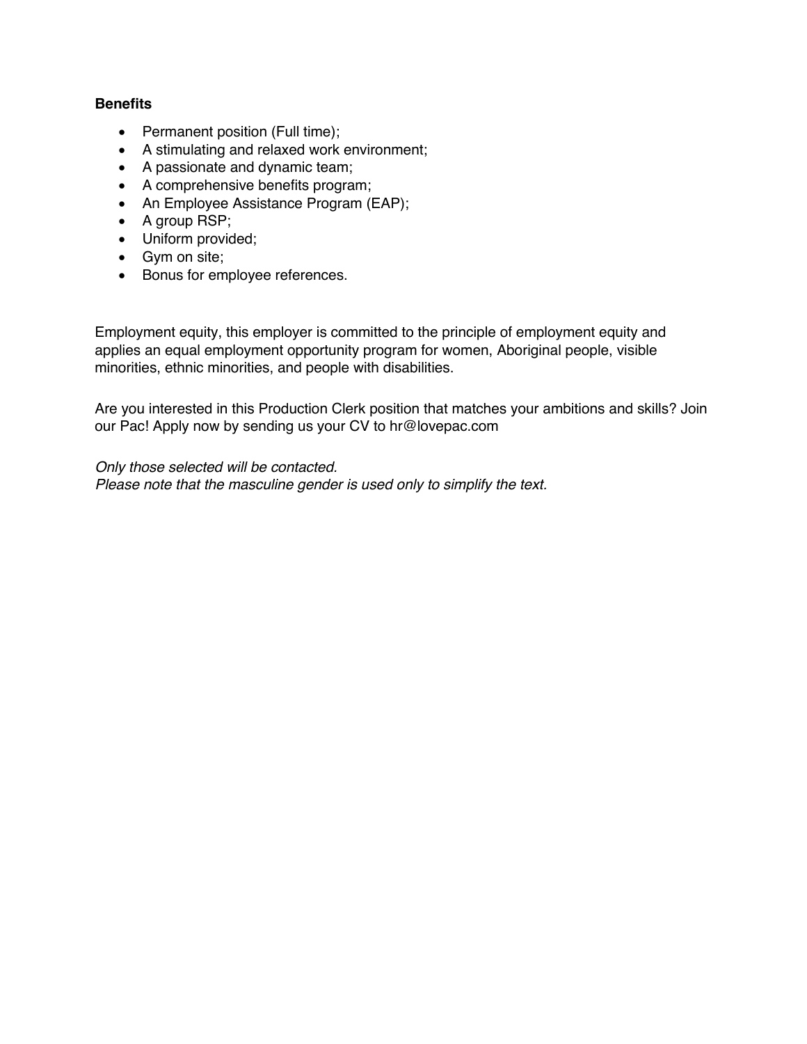**Benefits**

- Permanent position (Full time);
- A stimulating and relaxed work environment;
- A passionate and dynamic team;
- A comprehensive benefits program;
- An Employee Assistance Program (EAP);
- A group RSP;
- Uniform provided;
- Gym on site;
- Bonus for employee references.

Employment equity, this employer is committed to the principle of employment equity and applies an equal employment opportunity program for women, Aboriginal people, visible minorities, ethnic minorities, and people with disabilities.

Are you interested in this Production Clerk position that matches your ambitions and skills? Join our Pac! Apply now by sending us your CV to hr@lovepac.com

*Only those selected will be contacted.*
*Please note that the masculine gender is used only to simplify the text.*